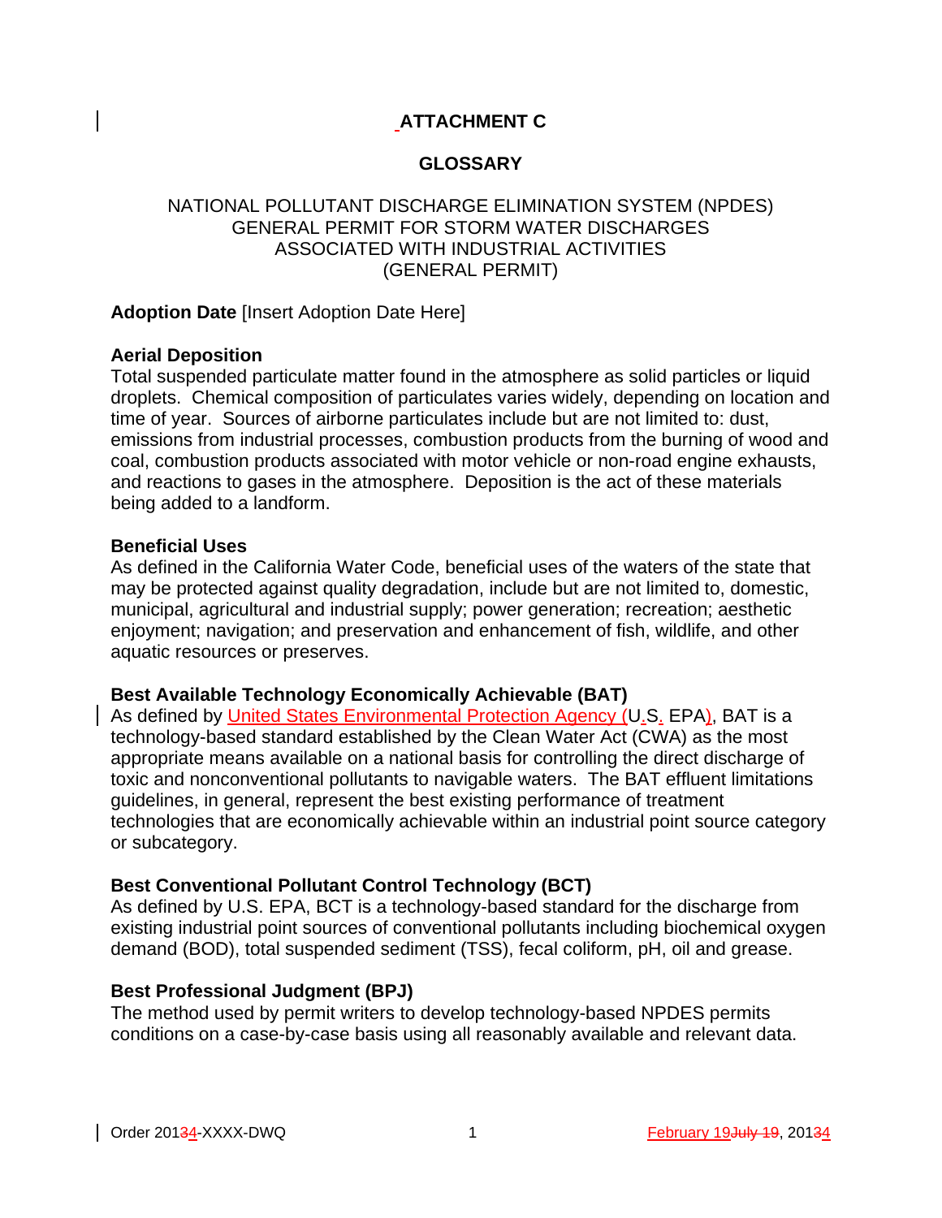# ATTACHMENT C

## GLOSSARY

NATIONAL POLLUTANT DISCHARGE ELIMINATION SYSTEM (NPDES)
GENERAL PERMIT FOR STORM WATER DISCHARGES
ASSOCIATED WITH INDUSTRIAL ACTIVITIES
(GENERAL PERMIT)

**Adoption Date** [Insert Adoption Date Here]

**Aerial Deposition**
Total suspended particulate matter found in the atmosphere as solid particles or liquid droplets. Chemical composition of particulates varies widely, depending on location and time of year. Sources of airborne particulates include but are not limited to: dust, emissions from industrial processes, combustion products from the burning of wood and coal, combustion products associated with motor vehicle or non-road engine exhausts, and reactions to gases in the atmosphere. Deposition is the act of these materials being added to a landform.

**Beneficial Uses**
As defined in the California Water Code, beneficial uses of the waters of the state that may be protected against quality degradation, include but are not limited to, domestic, municipal, agricultural and industrial supply; power generation; recreation; aesthetic enjoyment; navigation; and preservation and enhancement of fish, wildlife, and other aquatic resources or preserves.

**Best Available Technology Economically Achievable (BAT)**
As defined by United States Environmental Protection Agency (U.S. EPA), BAT is a technology-based standard established by the Clean Water Act (CWA) as the most appropriate means available on a national basis for controlling the direct discharge of toxic and nonconventional pollutants to navigable waters. The BAT effluent limitations guidelines, in general, represent the best existing performance of treatment technologies that are economically achievable within an industrial point source category or subcategory.

**Best Conventional Pollutant Control Technology (BCT)**
As defined by U.S. EPA, BCT is a technology-based standard for the discharge from existing industrial point sources of conventional pollutants including biochemical oxygen demand (BOD), total suspended sediment (TSS), fecal coliform, pH, oil and grease.

**Best Professional Judgment (BPJ)**
The method used by permit writers to develop technology-based NPDES permits conditions on a case-by-case basis using all reasonably available and relevant data.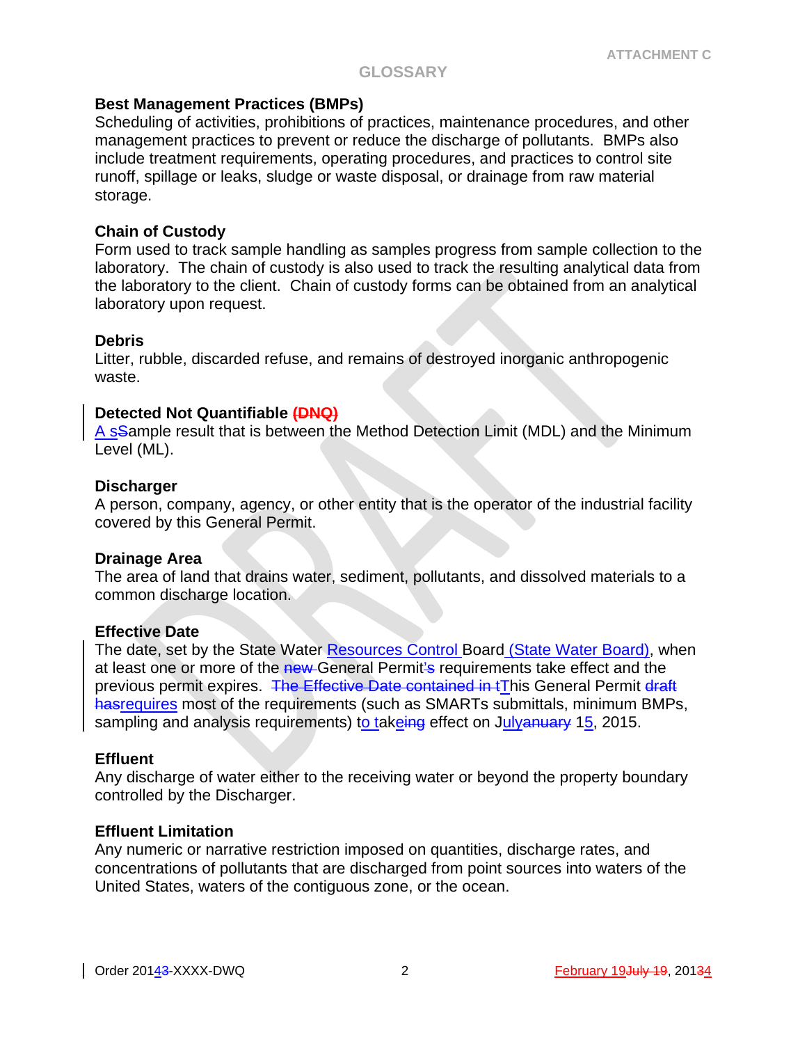# GLOSSARY

**Best Management Practices (BMPs)**
Scheduling of activities, prohibitions of practices, maintenance procedures, and other management practices to prevent or reduce the discharge of pollutants. BMPs also include treatment requirements, operating procedures, and practices to control site runoff, spillage or leaks, sludge or waste disposal, or drainage from raw material storage.

**Chain of Custody**
Form used to track sample handling as samples progress from sample collection to the laboratory. The chain of custody is also used to track the resulting analytical data from the laboratory to the client. Chain of custody forms can be obtained from an analytical laboratory upon request.

**Debris**
Litter, rubble, discarded refuse, and remains of destroyed inorganic anthropogenic waste.

**Detected Not Quantifiable ~~(DNQ)~~**
A s~~S~~ample result that is between the Method Detection Limit (MDL) and the Minimum Level (ML).

**Discharger**
A person, company, agency, or other entity that is the operator of the industrial facility covered by this General Permit.

**Drainage Area**
The area of land that drains water, sediment, pollutants, and dissolved materials to a common discharge location.

**Effective Date**
The date, set by the State Water Resources Control Board (State Water Board), when at least one or more of the ~~new~~ General Permit's requirements take effect and the previous permit expires. ~~The Effective Date contained in t~~This General Permit ~~draft has~~requires most of the requirements (such as SMARTs submittals, minimum BMPs, sampling and analysis requirements) to take~~ing~~ effect on J~~anuary~~uly 15, 2015.

**Effluent**
Any discharge of water either to the receiving water or beyond the property boundary controlled by the Discharger.

**Effluent Limitation**
Any numeric or narrative restriction imposed on quantities, discharge rates, and concentrations of pollutants that are discharged from point sources into waters of the United States, waters of the contiguous zone, or the ocean.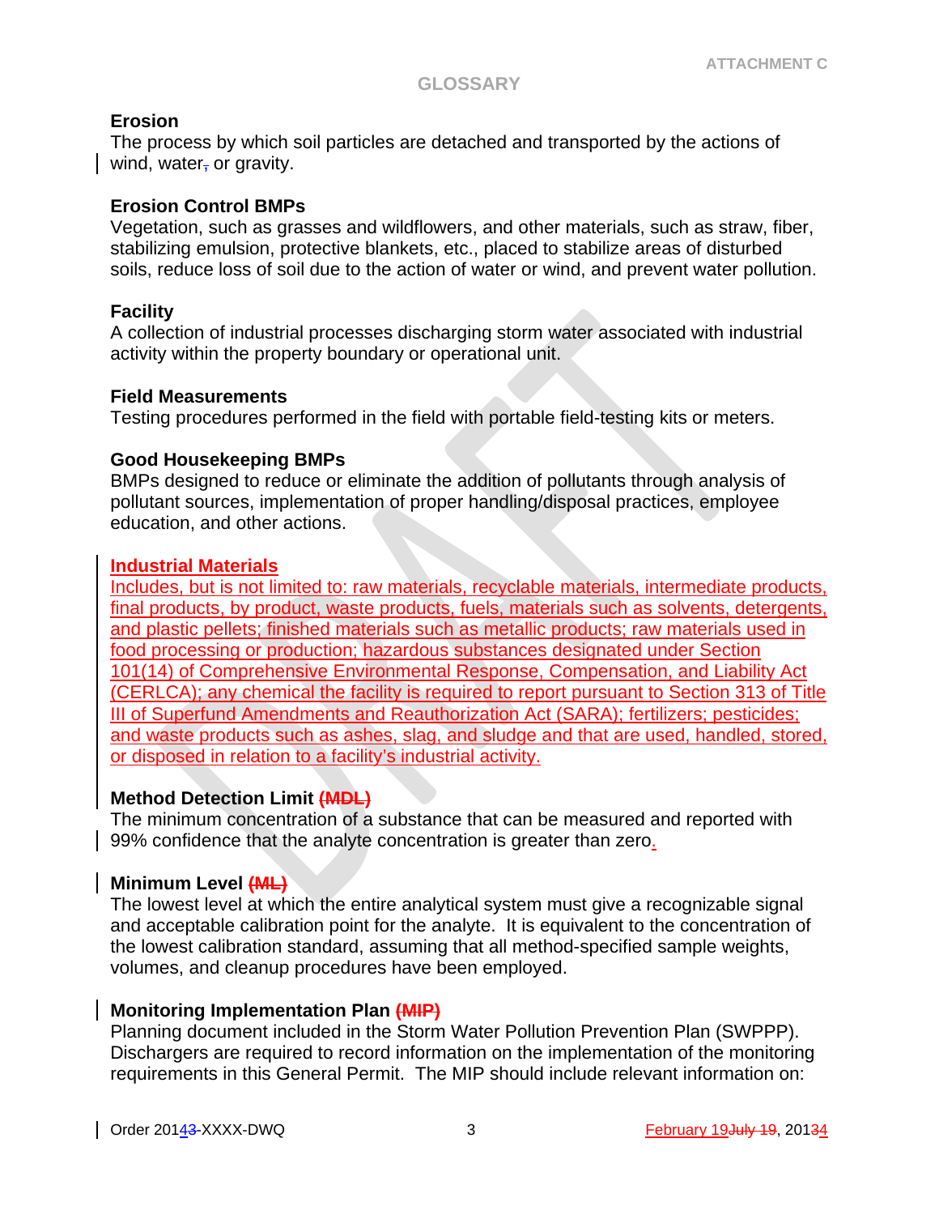## GLOSSARY

### Erosion

The process by which soil particles are detached and transported by the actions of wind, water, or gravity.

### Erosion Control BMPs

Vegetation, such as grasses and wildflowers, and other materials, such as straw, fiber, stabilizing emulsion, protective blankets, etc., placed to stabilize areas of disturbed soils, reduce loss of soil due to the action of water or wind, and prevent water pollution.

### Facility

A collection of industrial processes discharging storm water associated with industrial activity within the property boundary or operational unit.

### Field Measurements

Testing procedures performed in the field with portable field-testing kits or meters.

### Good Housekeeping BMPs

BMPs designed to reduce or eliminate the addition of pollutants through analysis of pollutant sources, implementation of proper handling/disposal practices, employee education, and other actions.

### Industrial Materials

Includes, but is not limited to: raw materials, recyclable materials, intermediate products, final products, by product, waste products, fuels, materials such as solvents, detergents, and plastic pellets; finished materials such as metallic products; raw materials used in food processing or production; hazardous substances designated under Section 101(14) of Comprehensive Environmental Response, Compensation, and Liability Act (CERLCA); any chemical the facility is required to report pursuant to Section 313 of Title III of Superfund Amendments and Reauthorization Act (SARA); fertilizers; pesticides; and waste products such as ashes, slag, and sludge and that are used, handled, stored, or disposed in relation to a facility's industrial activity.

### Method Detection Limit (MDL)

The minimum concentration of a substance that can be measured and reported with 99% confidence that the analyte concentration is greater than zero.

### Minimum Level (ML)

The lowest level at which the entire analytical system must give a recognizable signal and acceptable calibration point for the analyte. It is equivalent to the concentration of the lowest calibration standard, assuming that all method-specified sample weights, volumes, and cleanup procedures have been employed.

### Monitoring Implementation Plan (MIP)

Planning document included in the Storm Water Pollution Prevention Plan (SWPPP). Dischargers are required to record information on the implementation of the monitoring requirements in this General Permit. The MIP should include relevant information on: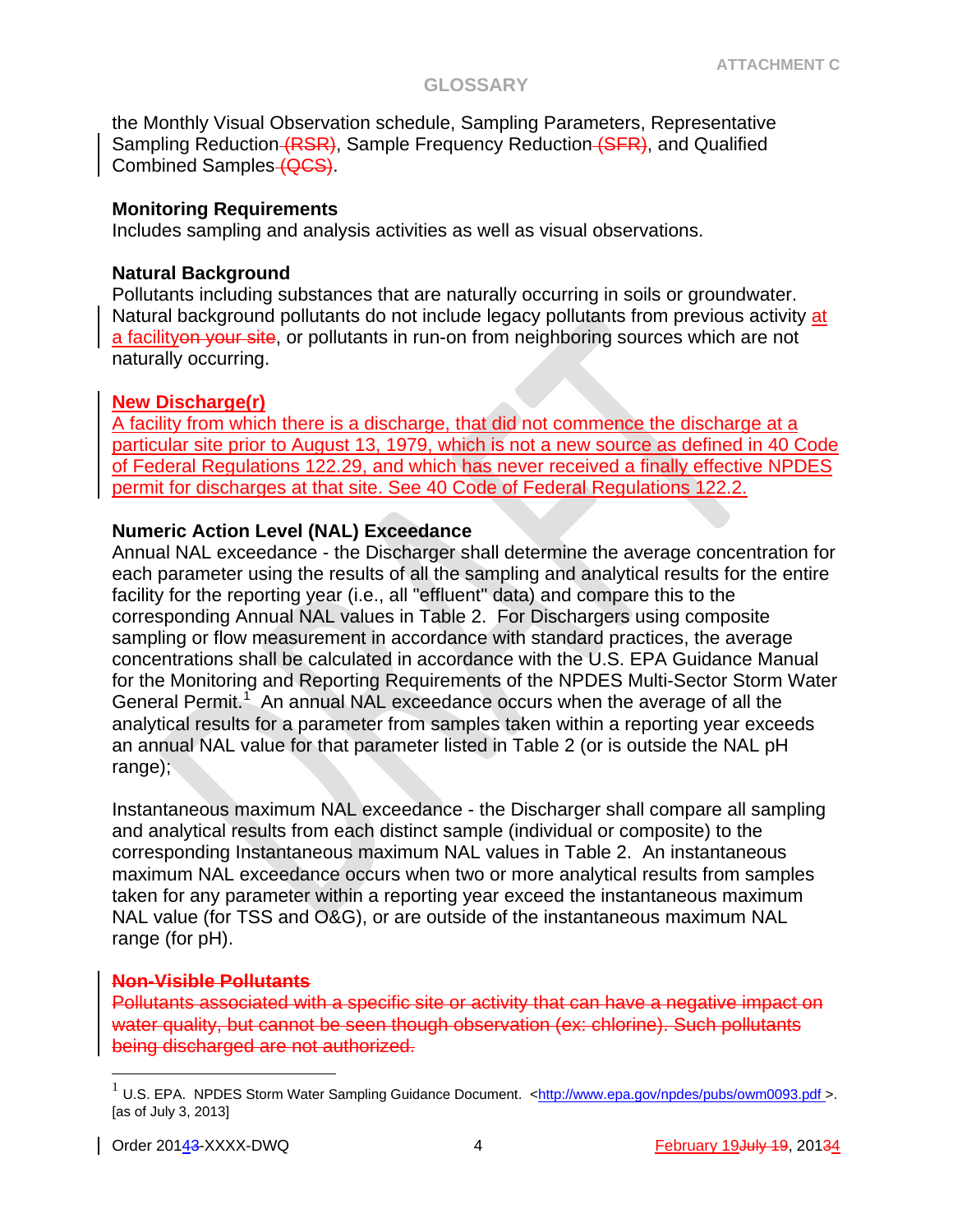the Monthly Visual Observation schedule, Sampling Parameters, Representative Sampling Reduction (RSR), Sample Frequency Reduction (SFR), and Qualified Combined Samples (QCS).

**Monitoring Requirements**
Includes sampling and analysis activities as well as visual observations.

**Natural Background**
Pollutants including substances that are naturally occurring in soils or groundwater. Natural background pollutants do not include legacy pollutants from previous activity at a facilityon your site, or pollutants in run-on from neighboring sources which are not naturally occurring.

**New Discharge(r)**
A facility from which there is a discharge, that did not commence the discharge at a particular site prior to August 13, 1979, which is not a new source as defined in 40 Code of Federal Regulations 122.29, and which has never received a finally effective NPDES permit for discharges at that site. See 40 Code of Federal Regulations 122.2.

**Numeric Action Level (NAL) Exceedance**
Annual NAL exceedance - the Discharger shall determine the average concentration for each parameter using the results of all the sampling and analytical results for the entire facility for the reporting year (i.e., all "effluent" data) and compare this to the corresponding Annual NAL values in Table 2. For Dischargers using composite sampling or flow measurement in accordance with standard practices, the average concentrations shall be calculated in accordance with the U.S. EPA Guidance Manual for the Monitoring and Reporting Requirements of the NPDES Multi-Sector Storm Water General Permit.[1] An annual NAL exceedance occurs when the average of all the analytical results for a parameter from samples taken within a reporting year exceeds an annual NAL value for that parameter listed in Table 2 (or is outside the NAL pH range);

Instantaneous maximum NAL exceedance - the Discharger shall compare all sampling and analytical results from each distinct sample (individual or composite) to the corresponding Instantaneous maximum NAL values in Table 2. An instantaneous maximum NAL exceedance occurs when two or more analytical results from samples taken for any parameter within a reporting year exceed the instantaneous maximum NAL value (for TSS and O&G), or are outside of the instantaneous maximum NAL range (for pH).

~~**Non-Visible Pollutants**~~
~~Pollutants associated with a specific site or activity that can have a negative impact on water quality, but cannot be seen though observation (ex: chlorine). Such pollutants being discharged are not authorized.~~

---

[1] U.S. EPA. NPDES Storm Water Sampling Guidance Document. <http://www.epa.gov/npdes/pubs/owm0093.pdf >. [as of July 3, 2013]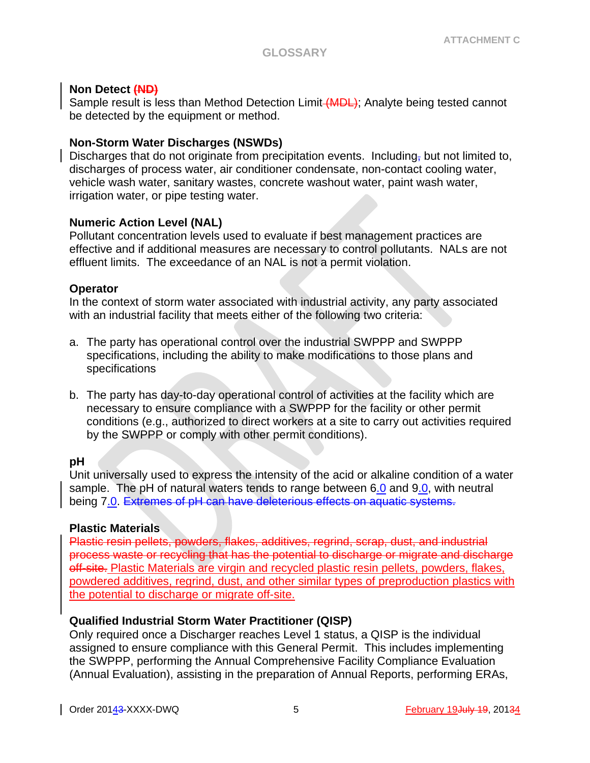# GLOSSARY

**Non Detect (ND)**
Sample result is less than Method Detection Limit (MDL); Analyte being tested cannot be detected by the equipment or method.

**Non-Storm Water Discharges (NSWDs)**
Discharges that do not originate from precipitation events. Including, but not limited to, discharges of process water, air conditioner condensate, non-contact cooling water, vehicle wash water, sanitary wastes, concrete washout water, paint wash water, irrigation water, or pipe testing water.

**Numeric Action Level (NAL)**
Pollutant concentration levels used to evaluate if best management practices are effective and if additional measures are necessary to control pollutants. NALs are not effluent limits. The exceedance of an NAL is not a permit violation.

**Operator**
In the context of storm water associated with industrial activity, any party associated with an industrial facility that meets either of the following two criteria:

a. The party has operational control over the industrial SWPPP and SWPPP specifications, including the ability to make modifications to those plans and specifications

b. The party has day-to-day operational control of activities at the facility which are necessary to ensure compliance with a SWPPP for the facility or other permit conditions (e.g., authorized to direct workers at a site to carry out activities required by the SWPPP or comply with other permit conditions).

**pH**
Unit universally used to express the intensity of the acid or alkaline condition of a water sample. The pH of natural waters tends to range between 6.0 and 9.0, with neutral being 7.0. ~~Extremes of pH can have deleterious effects on aquatic systems.~~

**Plastic Materials**
~~Plastic resin pellets, powders, flakes, additives, regrind, scrap, dust, and industrial process waste or recycling that has the potential to discharge or migrate and discharge off-site.~~ Plastic Materials are virgin and recycled plastic resin pellets, powders, flakes, powdered additives, regrind, dust, and other similar types of preproduction plastics with the potential to discharge or migrate off-site.

**Qualified Industrial Storm Water Practitioner (QISP)**
Only required once a Discharger reaches Level 1 status, a QISP is the individual assigned to ensure compliance with this General Permit. This includes implementing the SWPPP, performing the Annual Comprehensive Facility Compliance Evaluation (Annual Evaluation), assisting in the preparation of Annual Reports, performing ERAs,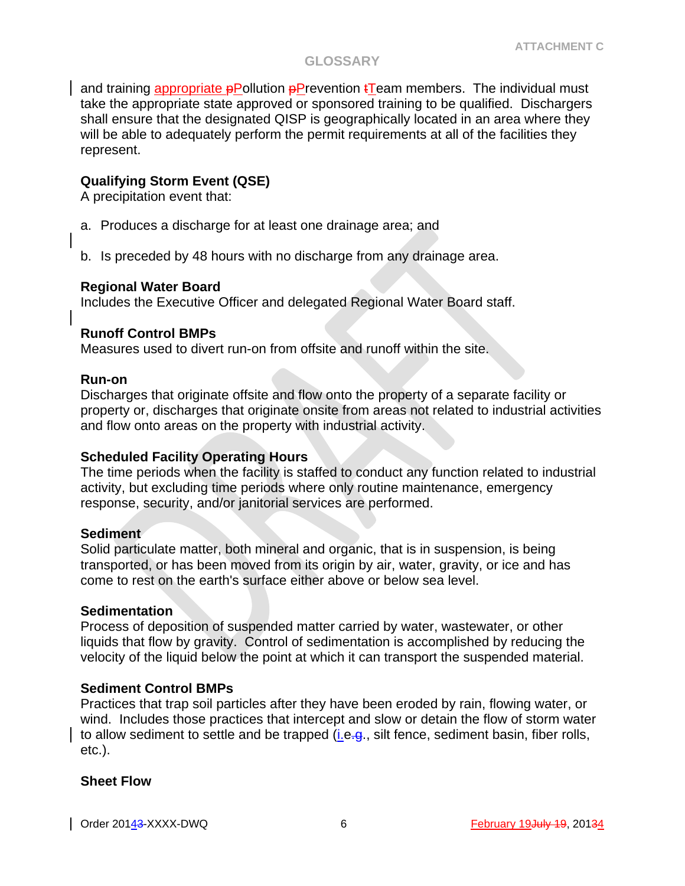and training appropriate Pollution Prevention Team members. The individual must take the appropriate state approved or sponsored training to be qualified. Dischargers shall ensure that the designated QISP is geographically located in an area where they will be able to adequately perform the permit requirements at all of the facilities they represent.

**Qualifying Storm Event (QSE)**
A precipitation event that:

a. Produces a discharge for at least one drainage area; and

b. Is preceded by 48 hours with no discharge from any drainage area.

**Regional Water Board**
Includes the Executive Officer and delegated Regional Water Board staff.

**Runoff Control BMPs**
Measures used to divert run-on from offsite and runoff within the site.

**Run-on**
Discharges that originate offsite and flow onto the property of a separate facility or property or, discharges that originate onsite from areas not related to industrial activities and flow onto areas on the property with industrial activity.

**Scheduled Facility Operating Hours**
The time periods when the facility is staffed to conduct any function related to industrial activity, but excluding time periods where only routine maintenance, emergency response, security, and/or janitorial services are performed.

**Sediment**
Solid particulate matter, both mineral and organic, that is in suspension, is being transported, or has been moved from its origin by air, water, gravity, or ice and has come to rest on the earth's surface either above or below sea level.

**Sedimentation**
Process of deposition of suspended matter carried by water, wastewater, or other liquids that flow by gravity. Control of sedimentation is accomplished by reducing the velocity of the liquid below the point at which it can transport the suspended material.

**Sediment Control BMPs**
Practices that trap soil particles after they have been eroded by rain, flowing water, or wind. Includes those practices that intercept and slow or detain the flow of storm water to allow sediment to settle and be trapped (i.e., silt fence, sediment basin, fiber rolls, etc.).

**Sheet Flow**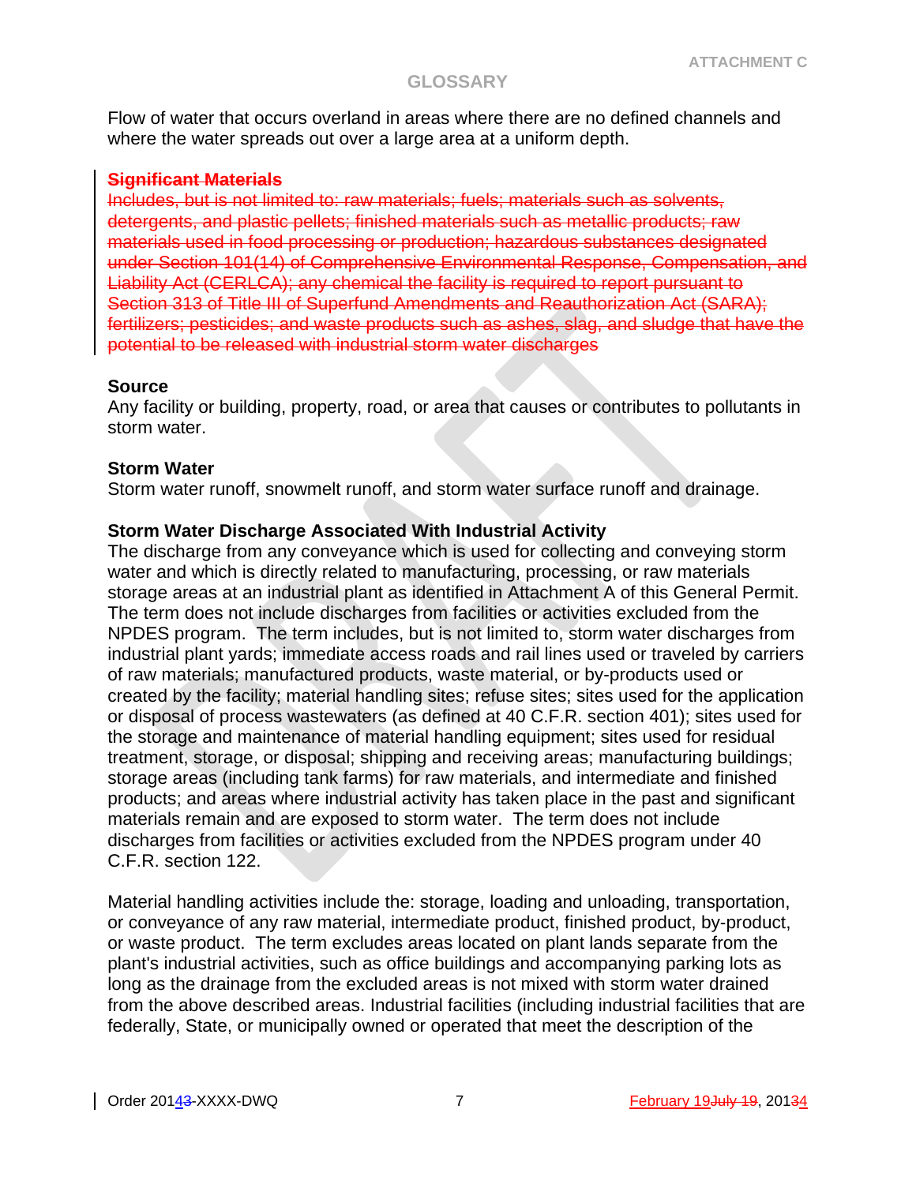Flow of water that occurs overland in areas where there are no defined channels and where the water spreads out over a large area at a uniform depth.

~~**Significant Materials**~~
~~Includes, but is not limited to: raw materials; fuels; materials such as solvents, detergents, and plastic pellets; finished materials such as metallic products; raw materials used in food processing or production; hazardous substances designated under Section 101(14) of Comprehensive Environmental Response, Compensation, and Liability Act (CERLCA); any chemical the facility is required to report pursuant to Section 313 of Title III of Superfund Amendments and Reauthorization Act (SARA); fertilizers; pesticides; and waste products such as ashes, slag, and sludge that have the potential to be released with industrial storm water discharges~~

**Source**
Any facility or building, property, road, or area that causes or contributes to pollutants in storm water.

**Storm Water**
Storm water runoff, snowmelt runoff, and storm water surface runoff and drainage.

**Storm Water Discharge Associated With Industrial Activity**
The discharge from any conveyance which is used for collecting and conveying storm water and which is directly related to manufacturing, processing, or raw materials storage areas at an industrial plant as identified in Attachment A of this General Permit. The term does not include discharges from facilities or activities excluded from the NPDES program. The term includes, but is not limited to, storm water discharges from industrial plant yards; immediate access roads and rail lines used or traveled by carriers of raw materials; manufactured products, waste material, or by-products used or created by the facility; material handling sites; refuse sites; sites used for the application or disposal of process wastewaters (as defined at 40 C.F.R. section 401); sites used for the storage and maintenance of material handling equipment; sites used for residual treatment, storage, or disposal; shipping and receiving areas; manufacturing buildings; storage areas (including tank farms) for raw materials, and intermediate and finished products; and areas where industrial activity has taken place in the past and significant materials remain and are exposed to storm water. The term does not include discharges from facilities or activities excluded from the NPDES program under 40 C.F.R. section 122.

Material handling activities include the: storage, loading and unloading, transportation, or conveyance of any raw material, intermediate product, finished product, by-product, or waste product. The term excludes areas located on plant lands separate from the plant's industrial activities, such as office buildings and accompanying parking lots as long as the drainage from the excluded areas is not mixed with storm water drained from the above described areas. Industrial facilities (including industrial facilities that are federally, State, or municipally owned or operated that meet the description of the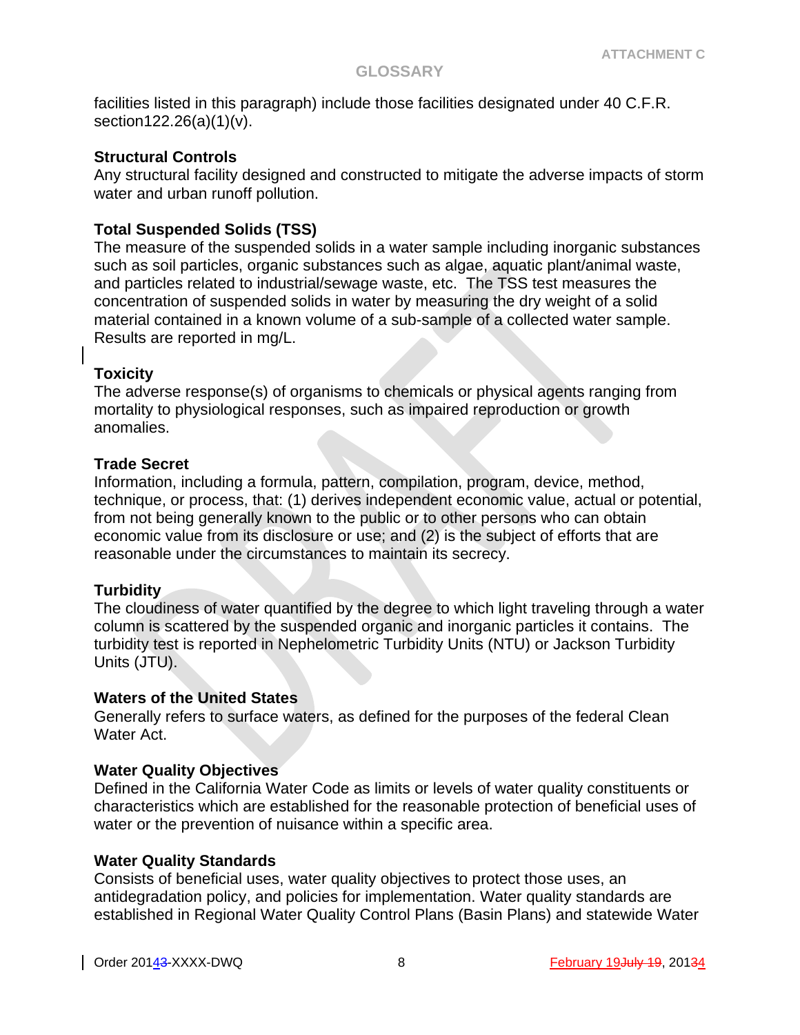facilities listed in this paragraph) include those facilities designated under 40 C.F.R. section122.26(a)(1)(v).

**Structural Controls**
Any structural facility designed and constructed to mitigate the adverse impacts of storm water and urban runoff pollution.

**Total Suspended Solids (TSS)**
The measure of the suspended solids in a water sample including inorganic substances such as soil particles, organic substances such as algae, aquatic plant/animal waste, and particles related to industrial/sewage waste, etc. The TSS test measures the concentration of suspended solids in water by measuring the dry weight of a solid material contained in a known volume of a sub-sample of a collected water sample. Results are reported in mg/L.

**Toxicity**
The adverse response(s) of organisms to chemicals or physical agents ranging from mortality to physiological responses, such as impaired reproduction or growth anomalies.

**Trade Secret**
Information, including a formula, pattern, compilation, program, device, method, technique, or process, that: (1) derives independent economic value, actual or potential, from not being generally known to the public or to other persons who can obtain economic value from its disclosure or use; and (2) is the subject of efforts that are reasonable under the circumstances to maintain its secrecy.

**Turbidity**
The cloudiness of water quantified by the degree to which light traveling through a water column is scattered by the suspended organic and inorganic particles it contains. The turbidity test is reported in Nephelometric Turbidity Units (NTU) or Jackson Turbidity Units (JTU).

**Waters of the United States**
Generally refers to surface waters, as defined for the purposes of the federal Clean Water Act.

**Water Quality Objectives**
Defined in the California Water Code as limits or levels of water quality constituents or characteristics which are established for the reasonable protection of beneficial uses of water or the prevention of nuisance within a specific area.

**Water Quality Standards**
Consists of beneficial uses, water quality objectives to protect those uses, an antidegradation policy, and policies for implementation. Water quality standards are established in Regional Water Quality Control Plans (Basin Plans) and statewide Water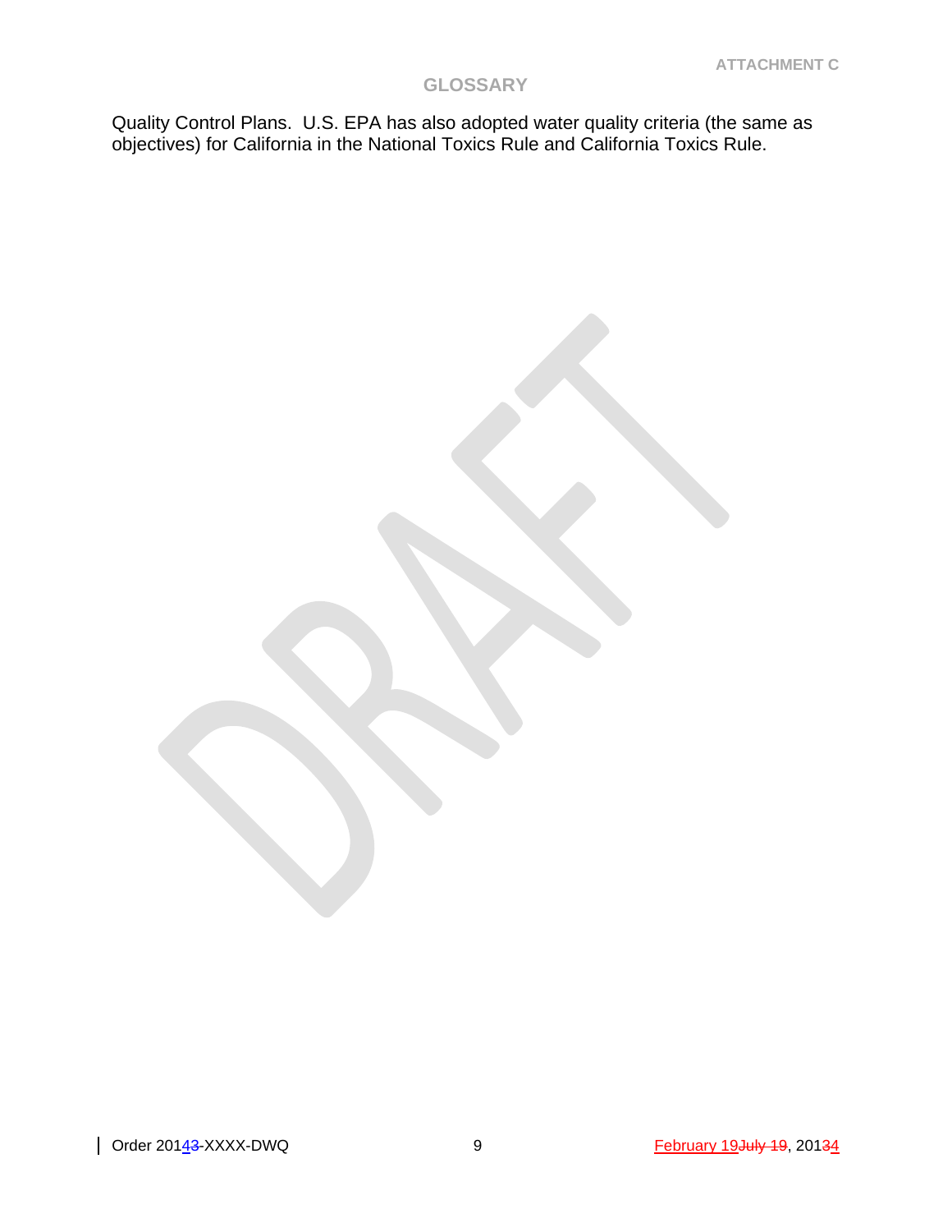Quality Control Plans. U.S. EPA has also adopted water quality criteria (the same as objectives) for California in the National Toxics Rule and California Toxics Rule.